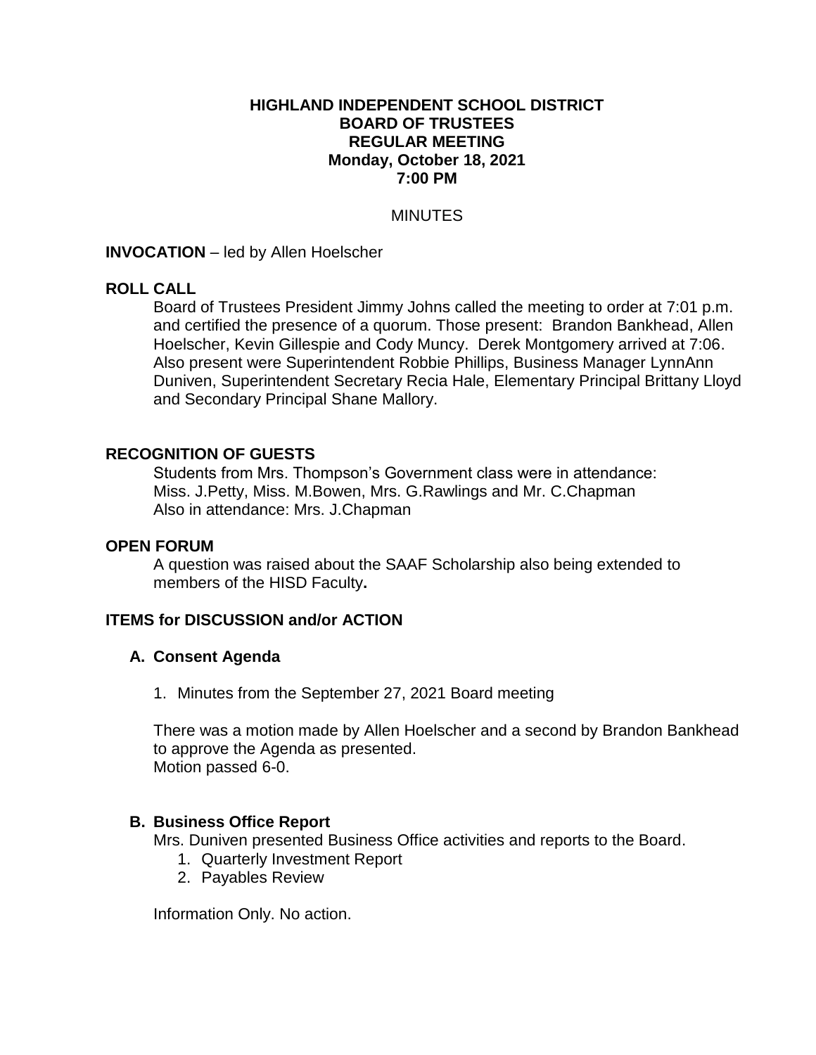**HIGHLAND INDEPENDENT SCHOOL DISTRICT**
**BOARD OF TRUSTEES**
**REGULAR MEETING**
**Monday, October 18, 2021**
**7:00 PM**

MINUTES

**INVOCATION** – led by Allen Hoelscher

**ROLL CALL**

Board of Trustees President Jimmy Johns called the meeting to order at 7:01 p.m. and certified the presence of a quorum. Those present: Brandon Bankhead, Allen Hoelscher, Kevin Gillespie and Cody Muncy. Derek Montgomery arrived at 7:06. Also present were Superintendent Robbie Phillips, Business Manager LynnAnn Duniven, Superintendent Secretary Recia Hale, Elementary Principal Brittany Lloyd and Secondary Principal Shane Mallory.

**RECOGNITION OF GUESTS**

Students from Mrs. Thompson's Government class were in attendance:
Miss. J.Petty, Miss. M.Bowen, Mrs. G.Rawlings and Mr. C.Chapman
Also in attendance: Mrs. J.Chapman

**OPEN FORUM**

A question was raised about the SAAF Scholarship also being extended to members of the HISD Faculty**.**

**ITEMS for DISCUSSION and/or ACTION**

**A. Consent Agenda**

1. Minutes from the September 27, 2021 Board meeting

There was a motion made by Allen Hoelscher and a second by Brandon Bankhead to approve the Agenda as presented.
Motion passed 6-0.

**B. Business Office Report**

Mrs. Duniven presented Business Office activities and reports to the Board.

1. Quarterly Investment Report
2. Payables Review

Information Only. No action.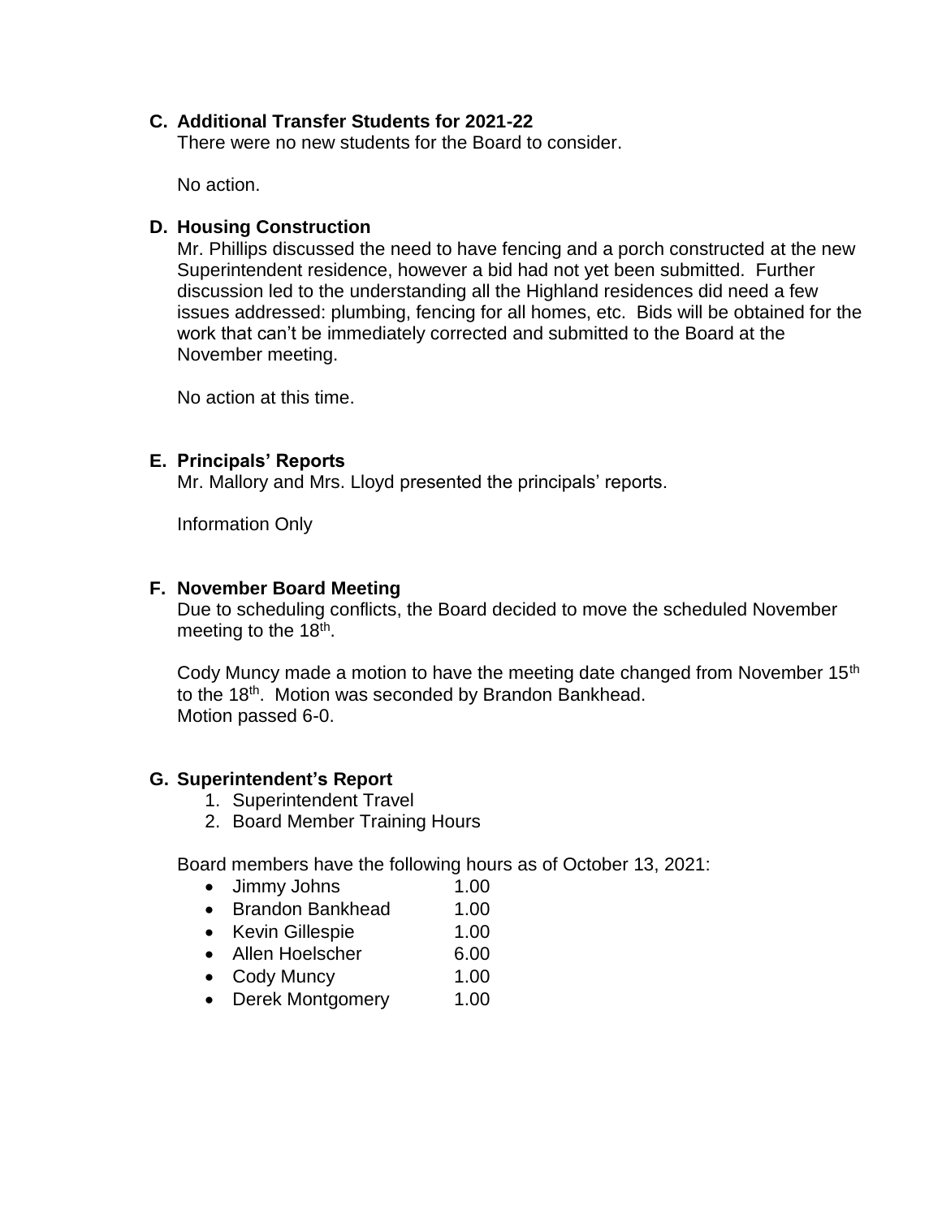### C. Additional Transfer Students for 2021-22

There were no new students for the Board to consider.

No action.

### D. Housing Construction

Mr. Phillips discussed the need to have fencing and a porch constructed at the new Superintendent residence, however a bid had not yet been submitted. Further discussion led to the understanding all the Highland residences did need a few issues addressed: plumbing, fencing for all homes, etc. Bids will be obtained for the work that can't be immediately corrected and submitted to the Board at the November meeting.

No action at this time.

### E. Principals' Reports

Mr. Mallory and Mrs. Lloyd presented the principals' reports.

Information Only

### F. November Board Meeting

Due to scheduling conflicts, the Board decided to move the scheduled November meeting to the 18th.

Cody Muncy made a motion to have the meeting date changed from November 15th to the 18th. Motion was seconded by Brandon Bankhead.
Motion passed 6-0.

### G. Superintendent's Report

1. Superintendent Travel
2. Board Member Training Hours

Board members have the following hours as of October 13, 2021:

- Jimmy Johns 1.00
- Brandon Bankhead 1.00
- Kevin Gillespie 1.00
- Allen Hoelscher 6.00
- Cody Muncy 1.00
- Derek Montgomery 1.00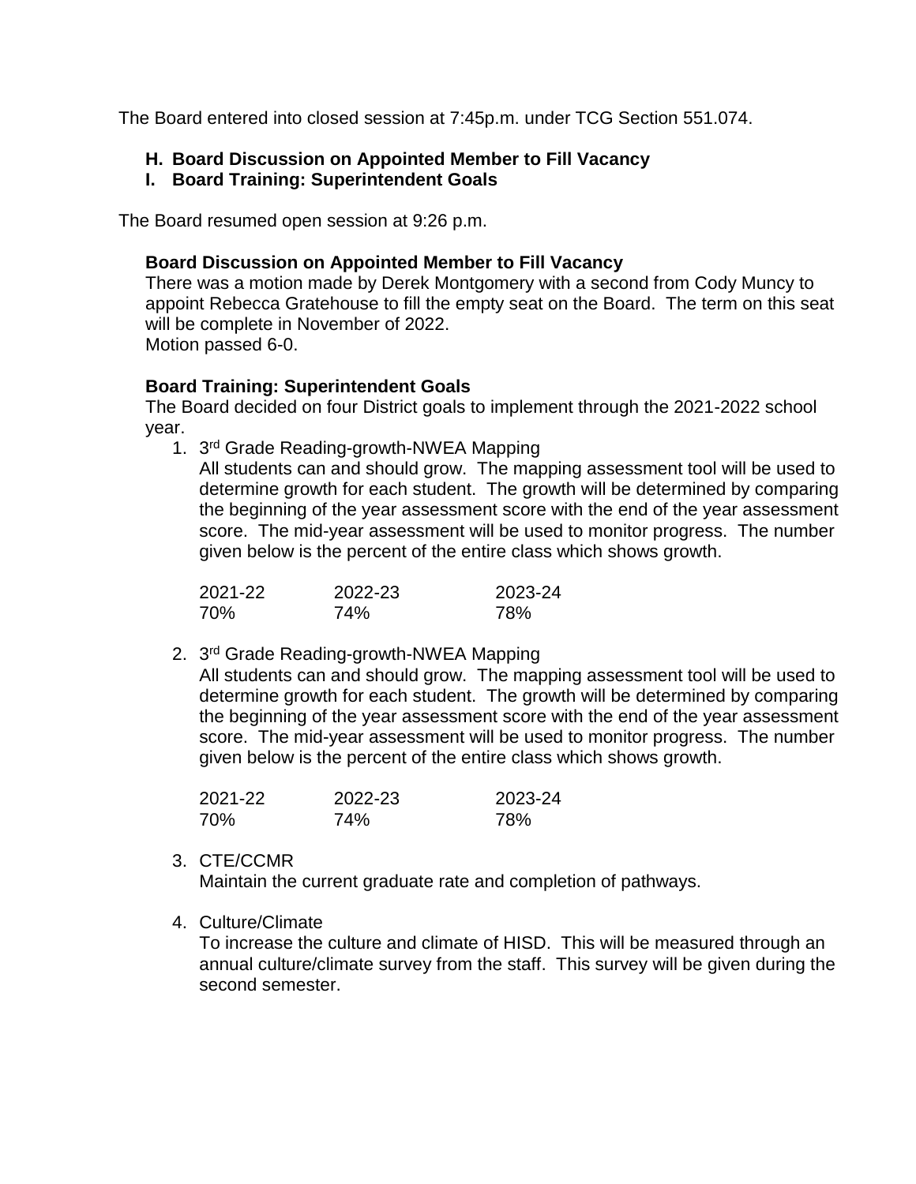The Board entered into closed session at 7:45p.m. under TCG Section 551.074.

- **H. Board Discussion on Appointed Member to Fill Vacancy**
- **I. Board Training: Superintendent Goals**

The Board resumed open session at 9:26 p.m.

**Board Discussion on Appointed Member to Fill Vacancy**

There was a motion made by Derek Montgomery with a second from Cody Muncy to appoint Rebecca Gratehouse to fill the empty seat on the Board. The term on this seat will be complete in November of 2022.
Motion passed 6-0.

**Board Training: Superintendent Goals**

The Board decided on four District goals to implement through the 2021-2022 school year.

1. 3rd Grade Reading-growth-NWEA Mapping
   All students can and should grow. The mapping assessment tool will be used to determine growth for each student. The growth will be determined by comparing the beginning of the year assessment score with the end of the year assessment score. The mid-year assessment will be used to monitor progress. The number given below is the percent of the entire class which shows growth.

   | 2021-22 | 2022-23 | 2023-24 |
   |---|---|---|
   | 70% | 74% | 78% |

2. 3rd Grade Reading-growth-NWEA Mapping
   All students can and should grow. The mapping assessment tool will be used to determine growth for each student. The growth will be determined by comparing the beginning of the year assessment score with the end of the year assessment score. The mid-year assessment will be used to monitor progress. The number given below is the percent of the entire class which shows growth.

   | 2021-22 | 2022-23 | 2023-24 |
   |---|---|---|
   | 70% | 74% | 78% |

3. CTE/CCMR
   Maintain the current graduate rate and completion of pathways.

4. Culture/Climate
   To increase the culture and climate of HISD. This will be measured through an annual culture/climate survey from the staff. This survey will be given during the second semester.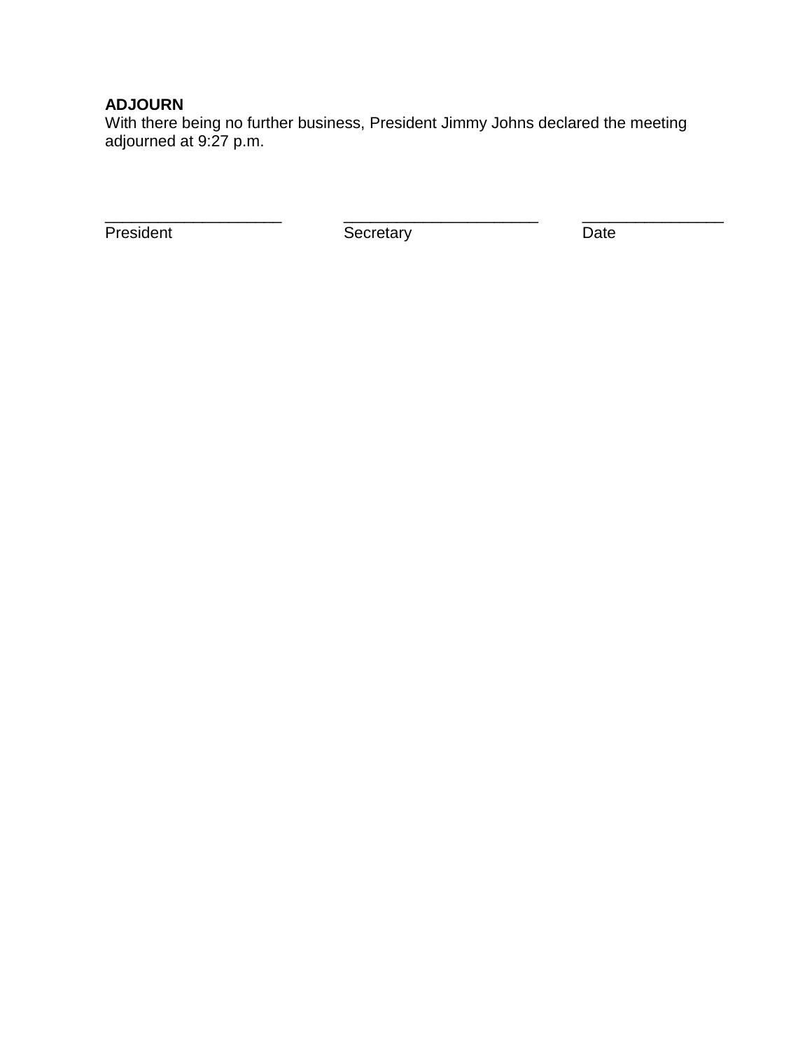**ADJOURN**
With there being no further business, President Jimmy Johns declared the meeting adjourned at 9:27 p.m.

| | | |
|---|---|---|
| ____________________ | ______________________ | ________________ |
| President | Secretary | Date |